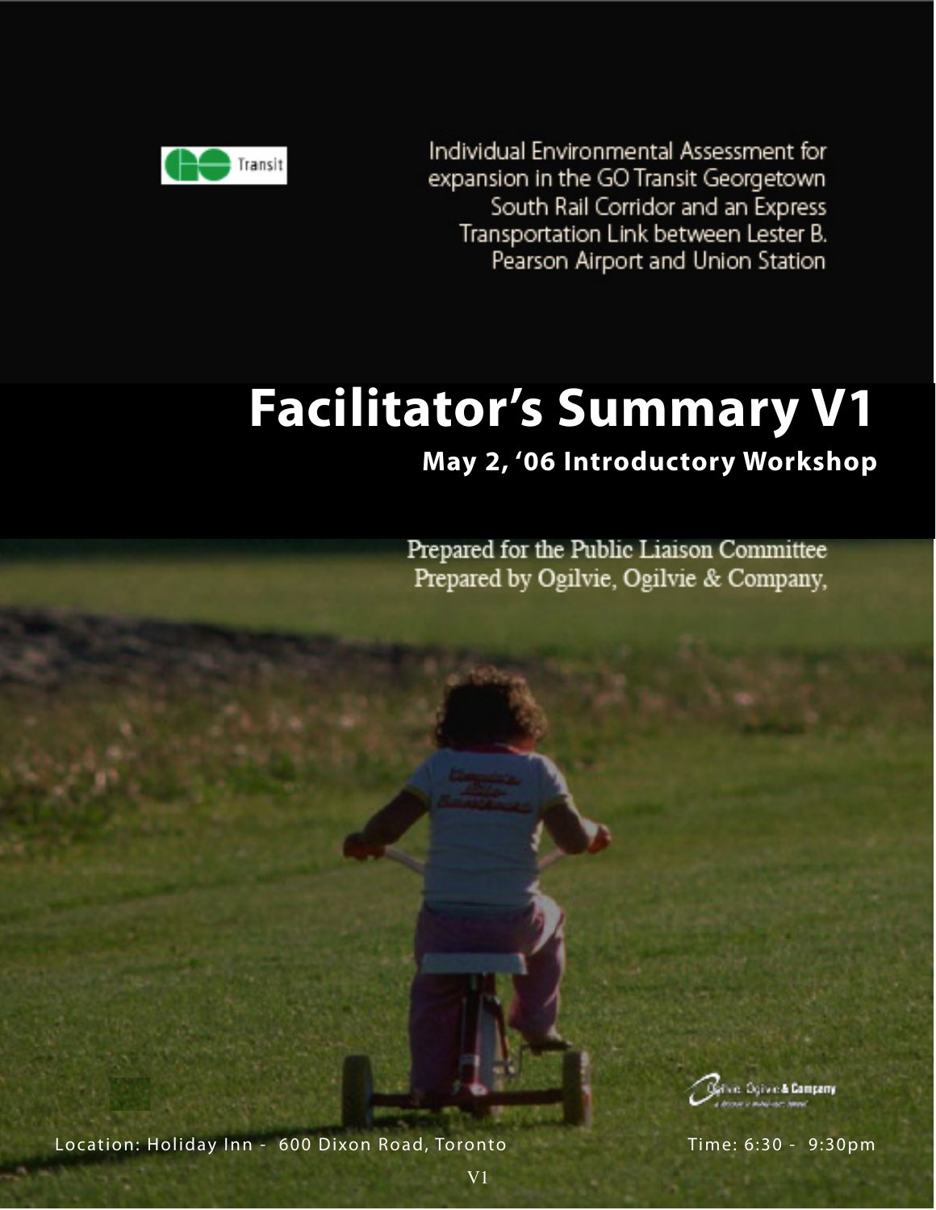GO Transit

Individual Environmental Assessment for expansion in the GO Transit Georgetown South Rail Corridor and an Express Transportation Link between Lester B. Pearson Airport and Union Station

# Facilitator's Summary V1

## May 2, '06 Introductory Workshop

Prepared for the Public Liaison Committee
Prepared by Ogilvie, Ogilvie & Company,

Location: Holiday Inn - 600 Dixon Road, Toronto

Time: 6:30 - 9:30pm

V1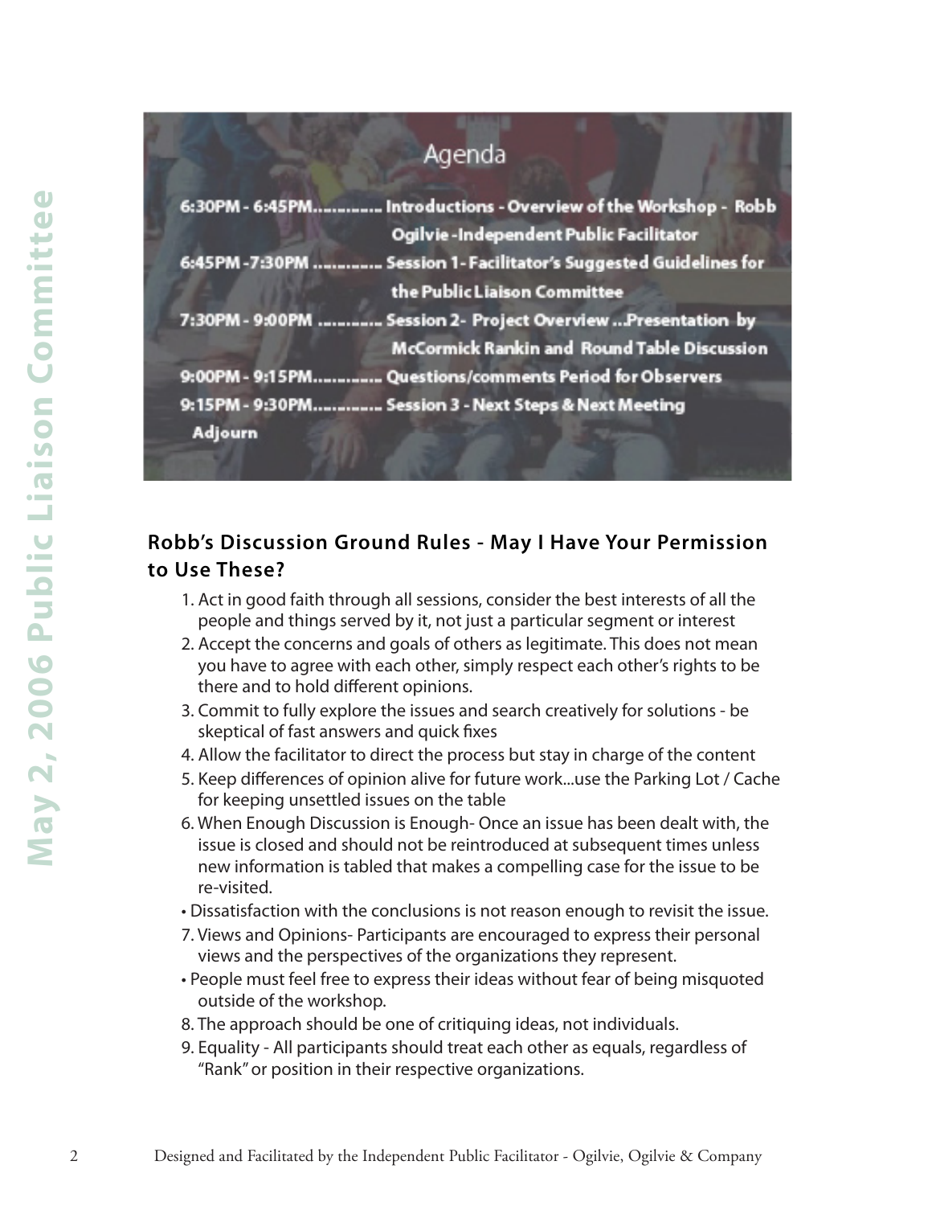## Agenda

6:30PM - 6:45PM............ Introductions - Overview of the Workshop - Robb Ogilvie -Independent Public Facilitator

6:45PM -7:30PM ............ Session 1- Facilitator's Suggested Guidelines for the Public Liaison Committee

7:30PM - 9:00PM ............ Session 2- Project Overview ...Presentation by McCormick Rankin and Round Table Discussion

9:00PM - 9:15PM............ Questions/comments Period for Observers

9:15PM - 9:30PM............ Session 3 - Next Steps & Next Meeting

Adjourn

## Robb's Discussion Ground Rules - May I Have Your Permission to Use These?

1. Act in good faith through all sessions, consider the best interests of all the people and things served by it, not just a particular segment or interest
2. Accept the concerns and goals of others as legitimate. This does not mean you have to agree with each other, simply respect each other's rights to be there and to hold different opinions.
3. Commit to fully explore the issues and search creatively for solutions - be skeptical of fast answers and quick fixes
4. Allow the facilitator to direct the process but stay in charge of the content
5. Keep differences of opinion alive for future work...use the Parking Lot / Cache for keeping unsettled issues on the table
6. When Enough Discussion is Enough- Once an issue has been dealt with, the issue is closed and should not be reintroduced at subsequent times unless new information is tabled that makes a compelling case for the issue to be re-visited.

- Dissatisfaction with the conclusions is not reason enough to revisit the issue.

7. Views and Opinions- Participants are encouraged to express their personal views and the perspectives of the organizations they represent.

- People must feel free to express their ideas without fear of being misquoted outside of the workshop.

8. The approach should be one of critiquing ideas, not individuals.
9. Equality - All participants should treat each other as equals, regardless of "Rank" or position in their respective organizations.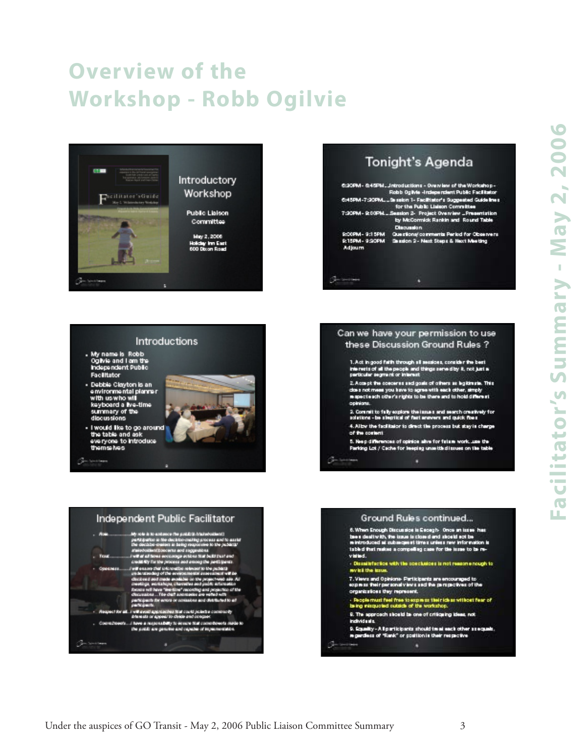# Overview of the Workshop - Robb Ogilvie

Introductory Workshop

Public Liaison Committee

May 2, 2006
Holiday Inn East
600 Dixon Road

## Tonight's Agenda

6:30PM - 6:45PM...Introductions - Overview of the Workshop - Robb Ogilvie -Independent Public Facilitator
6:45PM-7:30PM....Session 1- Facilitator's Suggested Guidelines for the Public Liaison Committee
7:30PM - 8:00PM....Session 2- Project Overview ...Presentation by McCormick Rankin and Round Table Discussion
8:00PM - 8:15PM Questions/comments Period for Observers
8:15PM - 8:30PM Session 2 - Next Steps & Next Meeting
Adjourn

## Introductions

- My name is Robb Ogilvie and I am the Independent Public Facilitator
- Debbie Clayton is an environmental planner with us who will keyboard a live-time summary of the discussions
- I would like to go around the table and ask everyone to introduce themselves

## Can we have your permission to use these Discussion Ground Rules ?

1. Act in good faith through all sessions, consider the best interests of all the people and things served by it, not just a particular segment or interest
2. Accept the concerns and goals of others as legitimate. This does not mean you have to agree with each other, simply respect each other's rights to be there and to hold different opinions.
3. Commit to fully explore the issues and search creatively for solutions - be skeptical of fast answers and quick fixes
4. Allow the facilitator to direct the process but stay in charge of the content
5. Keep differences of opinion alive for future work...use the Parking Lot / Cache for keeping unsettled issues on the table

## Independent Public Facilitator

- Role.................My role is to enhance the public's (stakeholders') participation in the decision-making process and to assist the decision-makers in being responsive to the public's/ stakeholders' concerns and suggestions.
- Trust.................I will at all times encourage actions that build trust and credibility for the process and among the participants.
- Openness........I will ensure that information relevant to the public's understanding of the environmental assessment will be disclosed and made available on the project web site. All meetings, workshops, charrettes and public information forums will have "live-time" recording and projection of the discussions.....The draft summaries are vetted with participants for errors or omissions and distributed to all participants.
- Respect for all....I will avoid approaches that could polarize community interests or appeal to divide and conquer.
- Commitments....I have a responsibility to ensure that commitments made to the public are genuine and capable of implementation.

## Ground Rules continued...

6. When Enough Discussion is Enough- Once an issue has been dealt with, the issue is closed and should not be reintroduced at subsequent times unless new information is tabled that makes a compelling case for the issue to be re-visited.
   - Dissatisfaction with the conclusions is not reason enough to revisit the issue.
7. Views and Opinions- Participants are encouraged to express their personal views and the perspectives of the organizations they represent.
   - People must feel free to express their ideas without fear of being misquoted outside of the workshop.
8. The approach should be one of critiquing ideas, not individuals.
9. Equality - All participants should treat each other as equals, regardless of "Rank" or position in their respective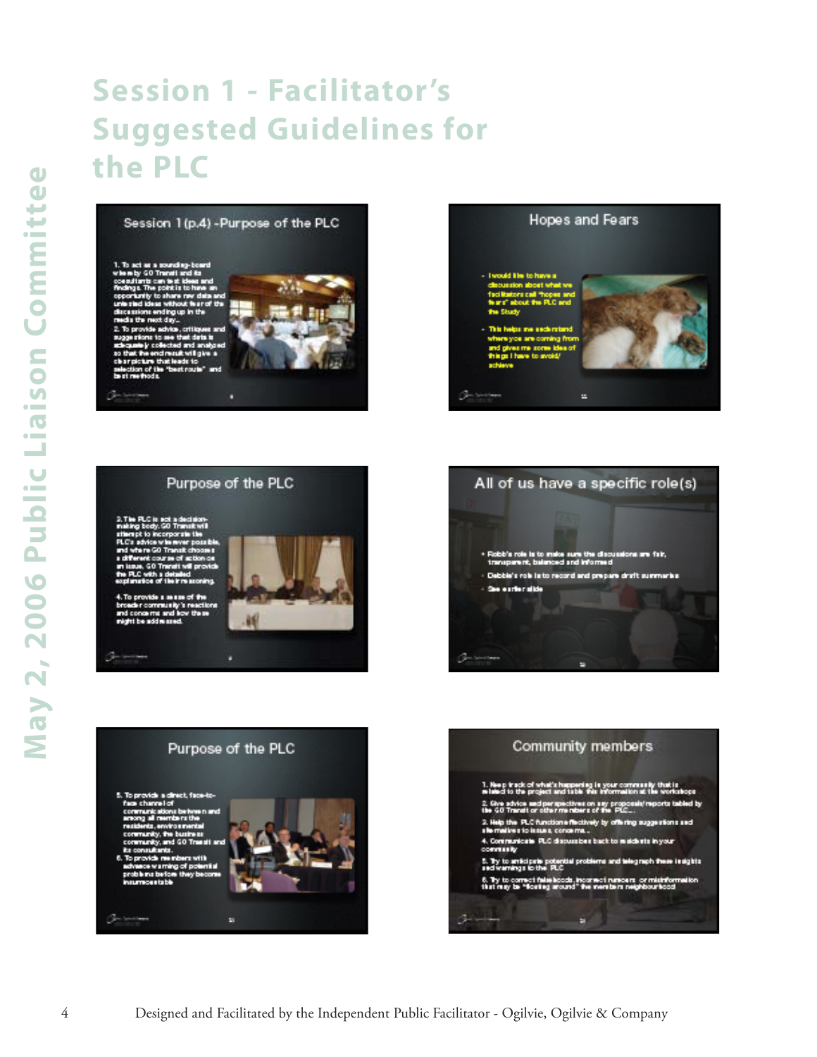# Session 1 - Facilitator's Suggested Guidelines for the PLC

## Session 1 (p.4) -Purpose of the PLC

1. To act as a sounding-board whereby GO Transit and its consultants can test ideas and findings. The point is to have an opportunity to share raw data and untested ideas without fear of the discussions ending up in the media the next day...
2. To provide advice, critiques and suggestions to see that data is adequately collected and analyzed so that the end result will give a clear picture that leads to selection of the "best route" and best methods.

## Hopes and Fears

- I would like to have a discussion about what we facilitators call "hopes and fears" about the PLC and the Study
- This helps me understand where you are coming from and gives me some idea of things I have to avoid/achieve

## Purpose of the PLC

3. The PLC is not a decision-making body. GO Transit will attempt to incorporate the PLC's advice wherever possible, and where GO Transit chooses a different course of action on an issue, GO Transit will provide the PLC with a detailed explanation of their reasoning.
4. To provide a sense of the broader community's reactions and concerns and how these might be addressed.

## All of us have a specific role(s)

- Robb's role is to make sure the discussions are fair, transparent, balanced and informed
- Debbie's role is to record and prepare draft summaries
- See earlier slide

## Purpose of the PLC

5. To provide a direct, face-to-face channel of communications between and among all members: the residents, environmental community, the business community, and GO Transit and its consultants.
6. To provide members with advance warning of potential problems before they become insurmountable

## Community members

1. Keep track of what's happening in your community that is related to the project and table this information at the workshops
2. Give advice and perspectives on any proposals/reports tabled by the GO Transit or other members of the PLC...
3. Help the PLC function effectively by offering suggestions and alternatives to issues, concerns...
4. Communicate PLC discussions back to residents in your community
5. Try to anticipate potential problems and telegraph these insights and warnings to the PLC
6. Try to correct falsehoods, incorrect rumours or misinformation that may be "floating around" the members neighbourhood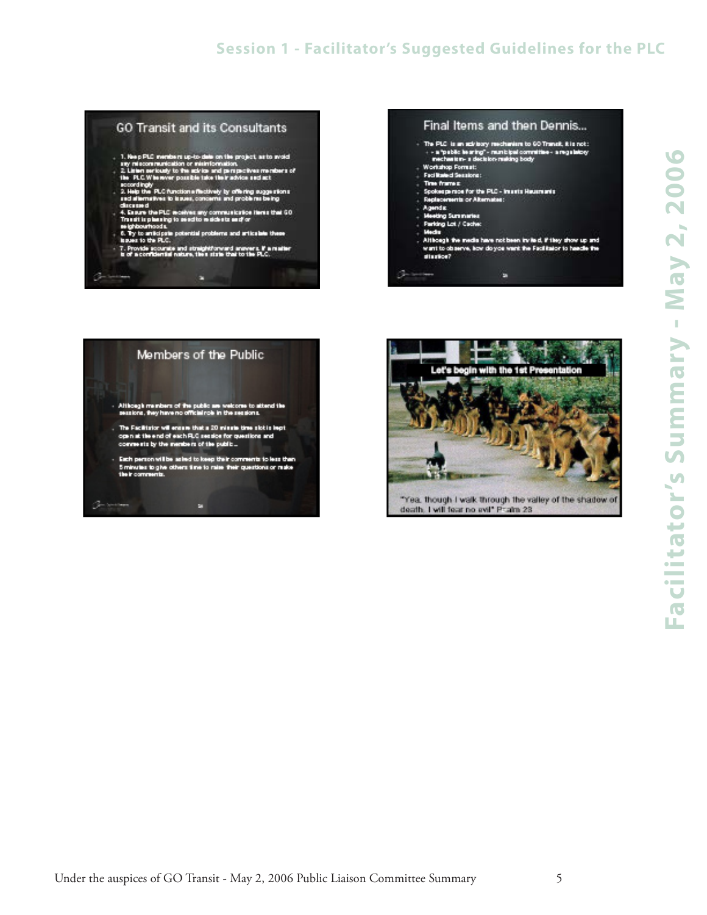## GO Transit and its Consultants

- 1. Keep PLC members up-to-date on the project, as to avoid any miscommunication or misinformation.
- 2. Listen seriously to the advice and perspectives members of the PLC. Wherever possible take their advice and act accordingly
- 3. Help the PLC function effectively by offering suggestions and alternatives to issues, concerns and problems being discussed
- 4. Ensure the PLC receives any communication items that GO Transit is planning to send to residents and/or neighbourhoods.
- 6. Try to anticipate potential problems and articulate these issues to the PLC.
- 7. Provide accurate and straightforward answers. If a matter is of a confidential nature, then state that to the PLC.

## Final Items and then Dennis...

- The PLC is an advisory mechanism to GO Transit. It is not:
  - a "public hearing" - municipal committee - a regulatory mechanism - a decision-making body
- Workshop Format:
- Facilitated Sessions:
- Time frames:
- Spokesperson for the PLC - Imants Hausmanis
- Replacements or Alternates:
- Agenda:
- Meeting Summaries:
- Parking Lot / Cache:
- Media
- Although the media have not been invited, if they show up and want to observe, how do you want the Facilitator to handle the situation?

## Members of the Public

- Although members of the public are welcome to attend the sessions, they have no official role in the sessions.
- The Facilitator will ensure that a 20 minute time slot is kept open at the end of each PLC session for questions and comments by the members of the public.
- Each person will be asked to keep their comments to less than 5 minutes to give others time to raise their questions or make their comments.

## Let's begin with the 1st Presentation

"Yea, though I walk through the valley of the shadow of death, I will fear no evil" Psalm 23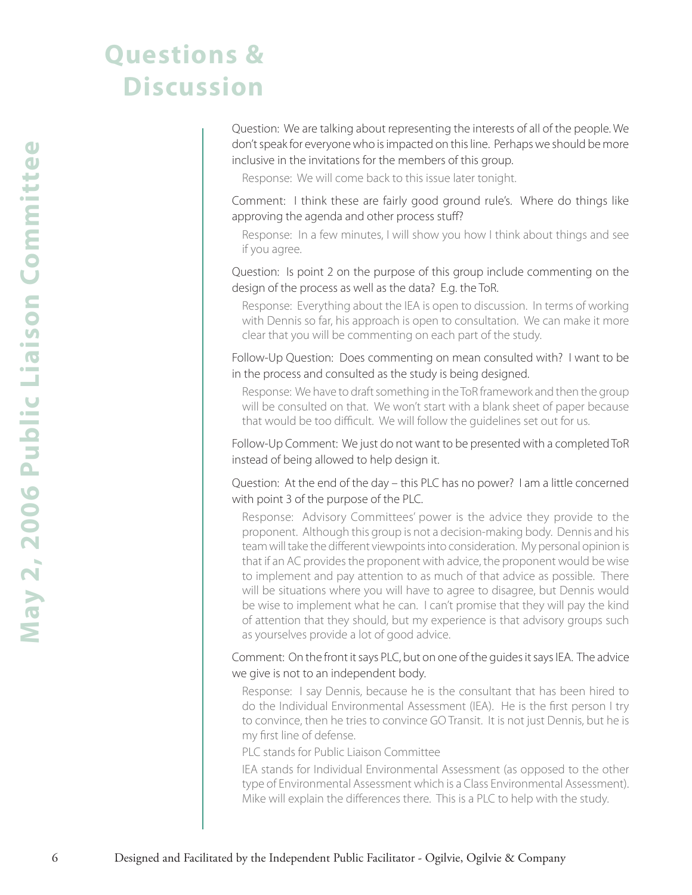# Questions & Discussion

Question: We are talking about representing the interests of all of the people. We don't speak for everyone who is impacted on this line. Perhaps we should be more inclusive in the invitations for the members of this group.

Response: We will come back to this issue later tonight.

Comment: I think these are fairly good ground rule's. Where do things like approving the agenda and other process stuff?

Response: In a few minutes, I will show you how I think about things and see if you agree.

Question: Is point 2 on the purpose of this group include commenting on the design of the process as well as the data? E.g. the ToR.

Response: Everything about the IEA is open to discussion. In terms of working with Dennis so far, his approach is open to consultation. We can make it more clear that you will be commenting on each part of the study.

Follow-Up Question: Does commenting on mean consulted with? I want to be in the process and consulted as the study is being designed.

Response: We have to draft something in the ToR framework and then the group will be consulted on that. We won't start with a blank sheet of paper because that would be too difficult. We will follow the guidelines set out for us.

Follow-Up Comment: We just do not want to be presented with a completed ToR instead of being allowed to help design it.

Question: At the end of the day – this PLC has no power? I am a little concerned with point 3 of the purpose of the PLC.

Response: Advisory Committees' power is the advice they provide to the proponent. Although this group is not a decision-making body. Dennis and his team will take the different viewpoints into consideration. My personal opinion is that if an AC provides the proponent with advice, the proponent would be wise to implement and pay attention to as much of that advice as possible. There will be situations where you will have to agree to disagree, but Dennis would be wise to implement what he can. I can't promise that they will pay the kind of attention that they should, but my experience is that advisory groups such as yourselves provide a lot of good advice.

Comment: On the front it says PLC, but on one of the guides it says IEA. The advice we give is not to an independent body.

Response: I say Dennis, because he is the consultant that has been hired to do the Individual Environmental Assessment (IEA). He is the first person I try to convince, then he tries to convince GO Transit. It is not just Dennis, but he is my first line of defense.

PLC stands for Public Liaison Committee

IEA stands for Individual Environmental Assessment (as opposed to the other type of Environmental Assessment which is a Class Environmental Assessment). Mike will explain the differences there. This is a PLC to help with the study.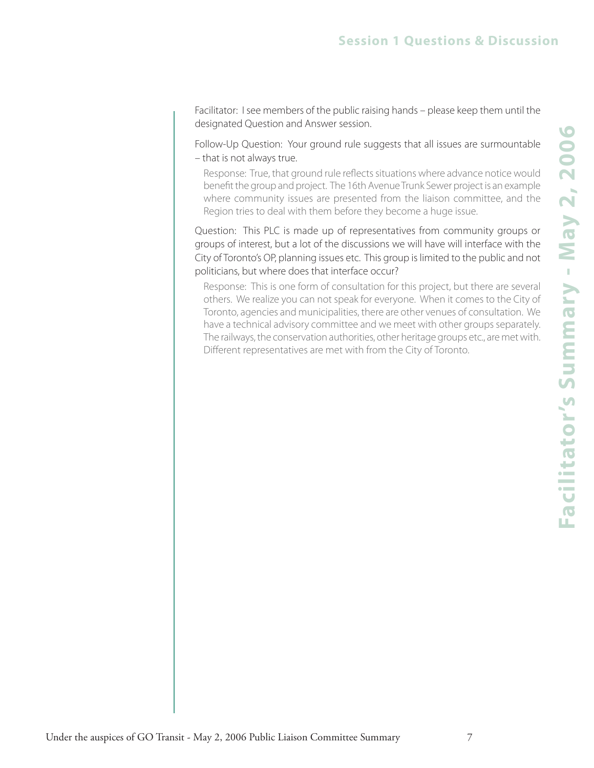Facilitator: I see members of the public raising hands – please keep them until the designated Question and Answer session.

Follow-Up Question: Your ground rule suggests that all issues are surmountable – that is not always true.

> Response: True, that ground rule reflects situations where advance notice would benefit the group and project. The 16th Avenue Trunk Sewer project is an example where community issues are presented from the liaison committee, and the Region tries to deal with them before they become a huge issue.

Question: This PLC is made up of representatives from community groups or groups of interest, but a lot of the discussions we will have will interface with the City of Toronto's OP, planning issues etc. This group is limited to the public and not politicians, but where does that interface occur?

> Response: This is one form of consultation for this project, but there are several others. We realize you can not speak for everyone. When it comes to the City of Toronto, agencies and municipalities, there are other venues of consultation. We have a technical advisory committee and we meet with other groups separately. The railways, the conservation authorities, other heritage groups etc., are met with. Different representatives are met with from the City of Toronto.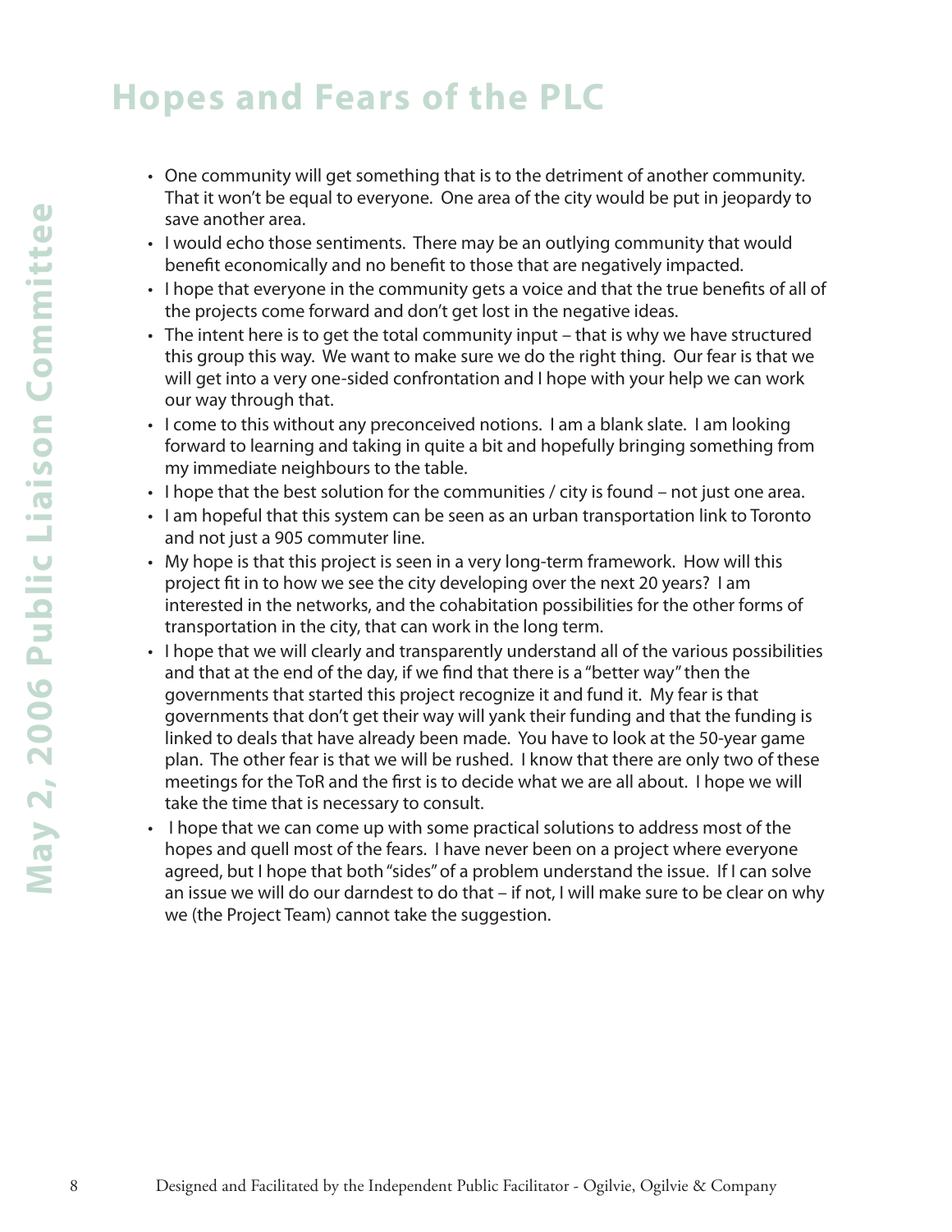# Hopes and Fears of the PLC

- One community will get something that is to the detriment of another community. That it won't be equal to everyone. One area of the city would be put in jeopardy to save another area.
- I would echo those sentiments. There may be an outlying community that would benefit economically and no benefit to those that are negatively impacted.
- I hope that everyone in the community gets a voice and that the true benefits of all of the projects come forward and don't get lost in the negative ideas.
- The intent here is to get the total community input – that is why we have structured this group this way. We want to make sure we do the right thing. Our fear is that we will get into a very one-sided confrontation and I hope with your help we can work our way through that.
- I come to this without any preconceived notions. I am a blank slate. I am looking forward to learning and taking in quite a bit and hopefully bringing something from my immediate neighbours to the table.
- I hope that the best solution for the communities / city is found – not just one area.
- I am hopeful that this system can be seen as an urban transportation link to Toronto and not just a 905 commuter line.
- My hope is that this project is seen in a very long-term framework. How will this project fit in to how we see the city developing over the next 20 years? I am interested in the networks, and the cohabitation possibilities for the other forms of transportation in the city, that can work in the long term.
- I hope that we will clearly and transparently understand all of the various possibilities and that at the end of the day, if we find that there is a "better way" then the governments that started this project recognize it and fund it. My fear is that governments that don't get their way will yank their funding and that the funding is linked to deals that have already been made. You have to look at the 50-year game plan. The other fear is that we will be rushed. I know that there are only two of these meetings for the ToR and the first is to decide what we are all about. I hope we will take the time that is necessary to consult.
- I hope that we can come up with some practical solutions to address most of the hopes and quell most of the fears. I have never been on a project where everyone agreed, but I hope that both "sides" of a problem understand the issue. If I can solve an issue we will do our darndest to do that – if not, I will make sure to be clear on why we (the Project Team) cannot take the suggestion.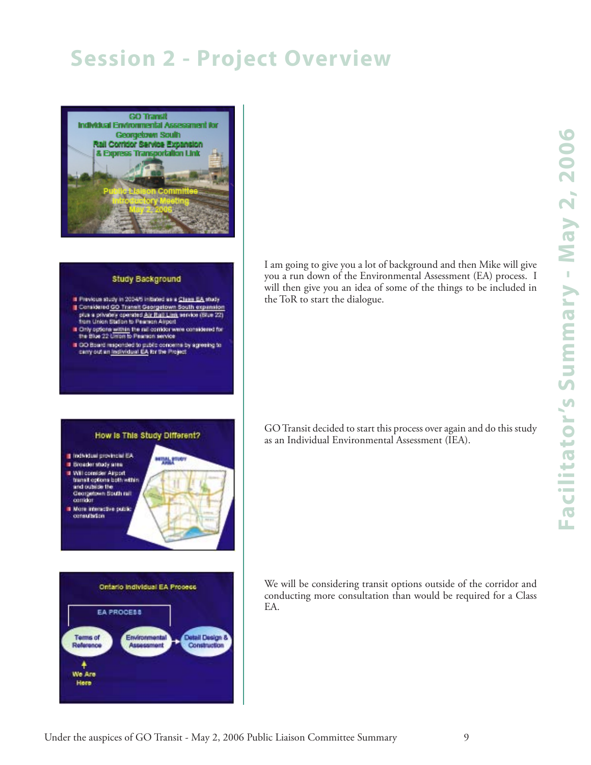# Session 2 - Project Overview

**GO Transit**
**Individual Environmental Assessment for Georgetown South Rail Corridor Service Expansion & Express Transportation Link**

Public Liaison Committee Introductory Meeting
May 2, 2006

**Study Background**

- Previous study in 2004/5 initiated as a Class EA study
- Considered GO Transit Georgetown South expansion plus a privately operated Air Rail Link service (Blue 22) from Union Station to Pearson Airport
- Only options within the rail corridor were considered for the Blue 22 Union to Pearson service
- GO Board responded to public concerns by agreeing to carry out an Individual EA for the Project

I am going to give you a lot of background and then Mike will give you a run down of the Environmental Assessment (EA) process. I will then give you an idea of some of the things to be included in the ToR to start the dialogue.

**How Is This Study Different?**

- Individual provincial EA
- Broader study area
- Will consider Airport transit options both within and outside the Georgetown South rail corridor
- More interactive public consultation

INITIAL STUDY AREA

GO Transit decided to start this process over again and do this study as an Individual Environmental Assessment (IEA).

**Ontario Individual EA Process**

EA PROCESS

Terms of Reference → Environmental Assessment → Detail Design & Construction

We Are Here

We will be considering transit options outside of the corridor and conducting more consultation than would be required for a Class EA.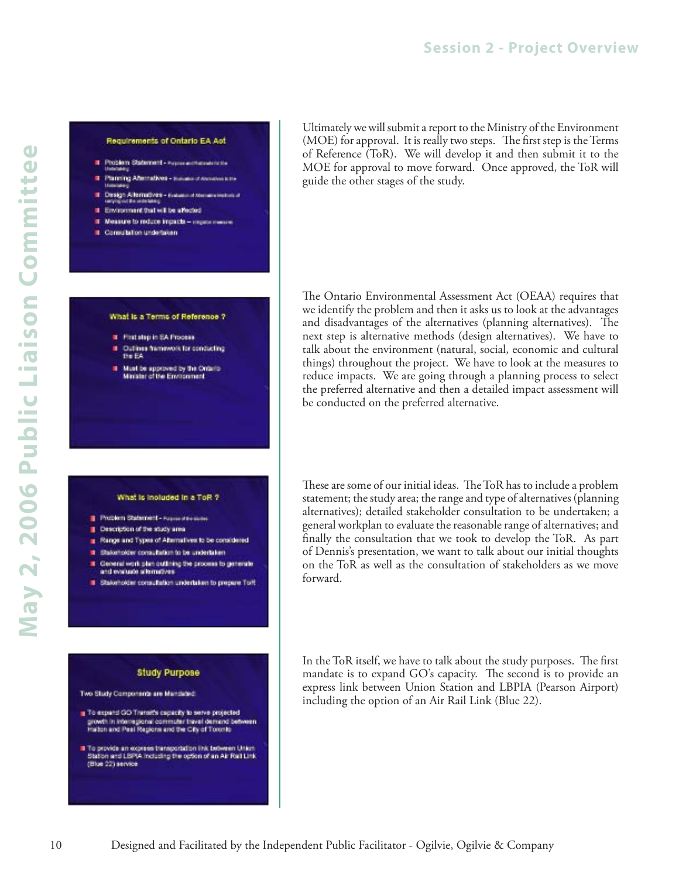### Requirements of Ontario EA Act

- Problem Statement - Purpose and Rationale for the Undertaking
- Planning Alternatives - Evaluation of Alternatives to the Undertaking
- Design Alternatives - Evaluation of Alternative Methods of carrying out the undertaking
- Environment that will be affected
- Measure to reduce impacts – mitigation measures
- Consultation undertaken

Ultimately we will submit a report to the Ministry of the Environment (MOE) for approval. It is really two steps. The first step is the Terms of Reference (ToR). We will develop it and then submit it to the MOE for approval to move forward. Once approved, the ToR will guide the other stages of the study.

### What is a Terms of Reference ?

- First step in EA Process
- Outlines framework for conducting the EA
- Must be approved by the Ontario Minister of the Environment

The Ontario Environmental Assessment Act (OEAA) requires that we identify the problem and then it asks us to look at the advantages and disadvantages of the alternatives (planning alternatives). The next step is alternative methods (design alternatives). We have to talk about the environment (natural, social, economic and cultural things) throughout the project. We have to look at the measures to reduce impacts. We are going through a planning process to select the preferred alternative and then a detailed impact assessment will be conducted on the preferred alternative.

### What is included in a ToR ?

- Problem Statement - Purpose of the studies
- Description of the study area
- Range and Types of Alternatives to be considered
- Stakeholder consultation to be undertaken
- General work plan outlining the process to generate and evaluate alternatives
- Stakeholder consultation undertaken to prepare ToR

These are some of our initial ideas. The ToR has to include a problem statement; the study area; the range and type of alternatives (planning alternatives); detailed stakeholder consultation to be undertaken; a general workplan to evaluate the reasonable range of alternatives; and finally the consultation that we took to develop the ToR. As part of Dennis's presentation, we want to talk about our initial thoughts on the ToR as well as the consultation of stakeholders as we move forward.

### Study Purpose

Two Study Components are Mandated:

- To expand GO Transit's capacity to serve projected growth in interregional commuter travel demand between Halton and Peel Regions and the City of Toronto
- To provide an express transportation link between Union Station and LBPIA including the option of an Air Rail Link (Blue 22) service

In the ToR itself, we have to talk about the study purposes. The first mandate is to expand GO's capacity. The second is to provide an express link between Union Station and LBPIA (Pearson Airport) including the option of an Air Rail Link (Blue 22).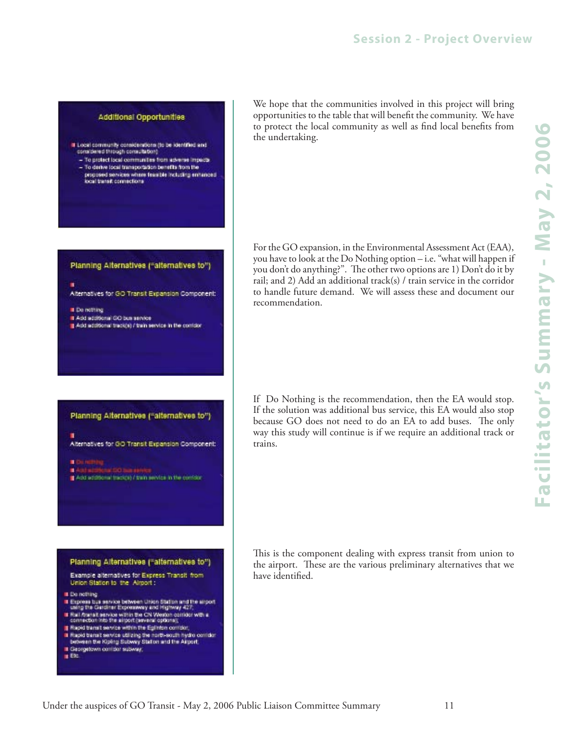### Additional Opportunities

- Local community considerations (to be identified and considered through consultation)
  - To protect local communities from adverse impacts
  - To derive local transportation benefits from the proposed services where feasible including enhanced local transit connections

We hope that the communities involved in this project will bring opportunities to the table that will benefit the community. We have to protect the local community as well as find local benefits from the undertaking.

### Planning Alternatives ("alternatives to")

- Alternatives for GO Transit Expansion Component:
  - Do nothing
  - Add additional GO bus service
  - Add additional track(s) / train service in the corridor

For the GO expansion, in the Environmental Assessment Act (EAA), you have to look at the Do Nothing option – i.e. "what will happen if you don't do anything?". The other two options are 1) Don't do it by rail; and 2) Add an additional track(s) / train service in the corridor to handle future demand. We will assess these and document our recommendation.

### Planning Alternatives ("alternatives to")

- Alternatives for GO Transit Expansion Component:
  - Do nothing
  - Add additional GO bus service
  - Add additional track(s) / train service in the corridor

If Do Nothing is the recommendation, then the EA would stop. If the solution was additional bus service, this EA would also stop because GO does not need to do an EA to add buses. The only way this study will continue is if we require an additional track or trains.

### Planning Alternatives ("alternatives to")

Example alternatives for Express Transit from Union Station to the Airport:

- Do nothing
- Express bus service between Union Station and the airport using the Gardiner Expressway and Highway 427;
- Rail /transit service within the CN Weston corridor with a connection into the airport (several options);
- Rapid transit service within the Eglinton corridor;
- Rapid transit service utilizing the north-south hydro corridor between the Kipling Subway Station and the Airport;
- Georgetown corridor subway;
- Etc.

This is the component dealing with express transit from union to the airport. These are the various preliminary alternatives that we have identified.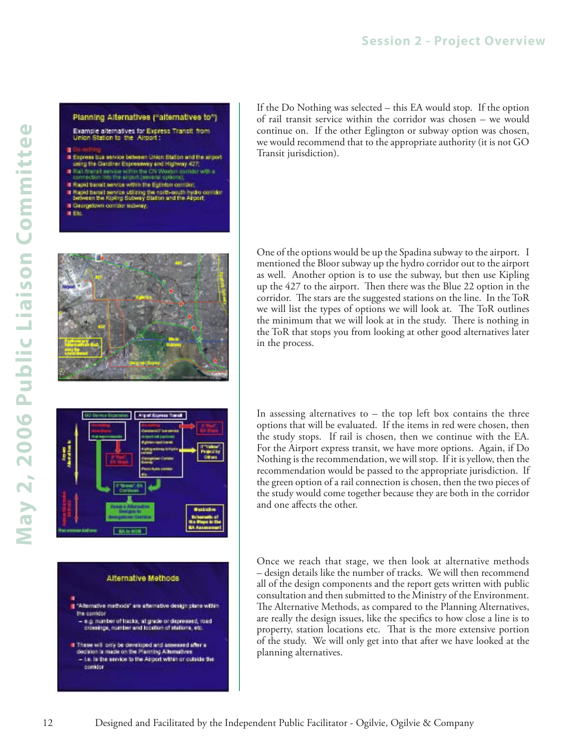If the Do Nothing was selected – this EA would stop. If the option of rail transit service within the corridor was chosen – we would continue on. If the other Eglington or subway option was chosen, we would recommend that to the appropriate authority (it is not GO Transit jurisdiction).

One of the options would be up the Spadina subway to the airport. I mentioned the Bloor subway up the hydro corridor out to the airport as well. Another option is to use the subway, but then use Kipling up the 427 to the airport. Then there was the Blue 22 option in the corridor. The stars are the suggested stations on the line. In the ToR we will list the types of options we will look at. The ToR outlines the minimum that we will look at in the study. There is nothing in the ToR that stops you from looking at other good alternatives later in the process.

In assessing alternatives to – the top left box contains the three options that will be evaluated. If the items in red were chosen, then the study stops. If rail is chosen, then we continue with the EA. For the Airport express transit, we have more options. Again, if Do Nothing is the recommendation, we will stop. If it is yellow, then the recommendation would be passed to the appropriate jurisdiction. If the green option of a rail connection is chosen, then the two pieces of the study would come together because they are both in the corridor and one affects the other.

Once we reach that stage, we then look at alternative methods – design details like the number of tracks. We will then recommend all of the design components and the report gets written with public consultation and then submitted to the Ministry of the Environment. The Alternative Methods, as compared to the Planning Alternatives, are really the design issues, like the specifics to how close a line is to property, station locations etc. That is the more extensive portion of the study. We will only get into that after we have looked at the planning alternatives.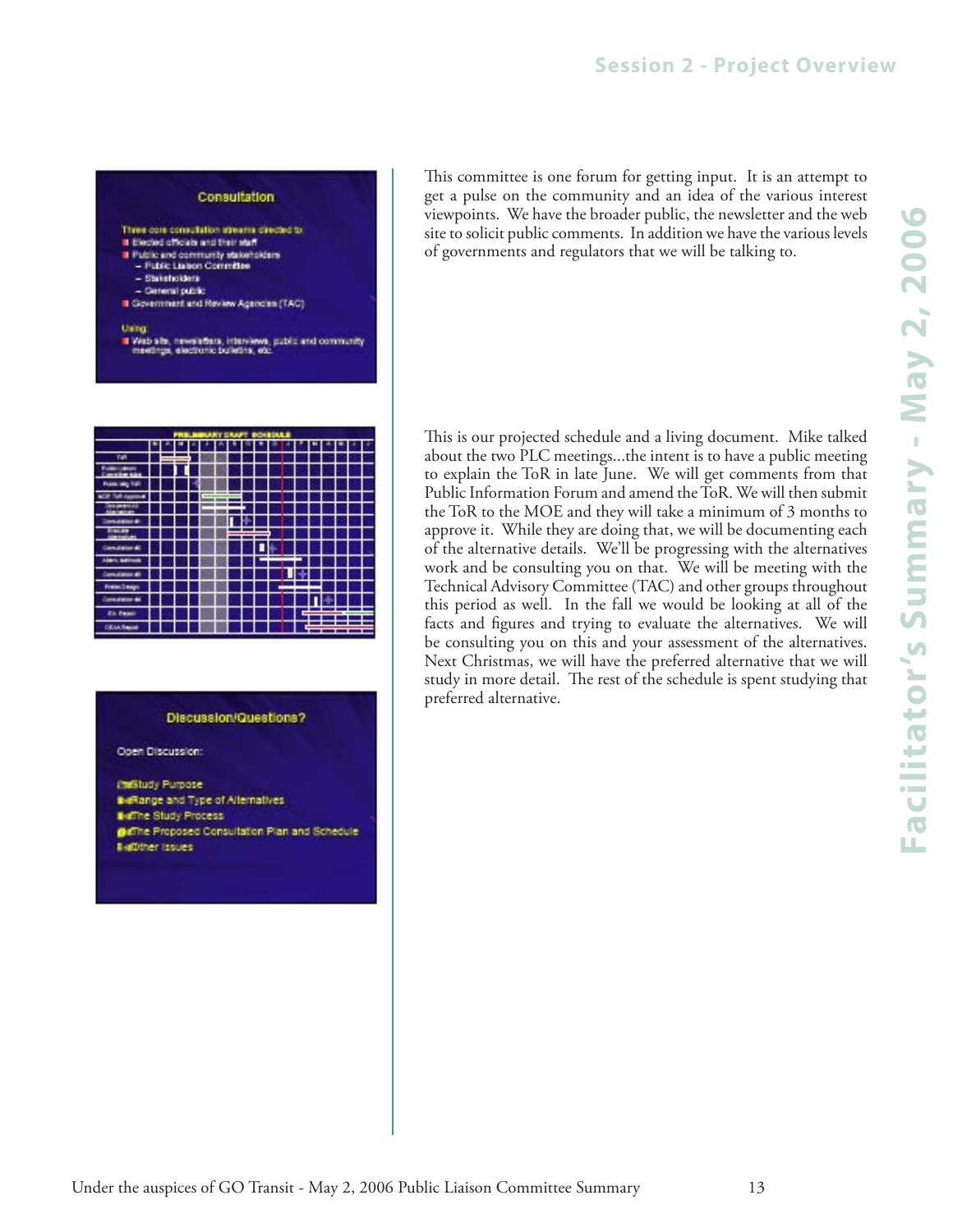## Consultation

Three core consultation streams directed to:

- Elected officials and their staff
- Public and community stakeholders
  - Public Liaison Committee
  - Stakeholders
  - General public
- Government and Review Agencies (TAC)

Using:

- Web site, newsletters, interviews, public and community meetings, electronic bulletins, etc.

This committee is one forum for getting input. It is an attempt to get a pulse on the community and an idea of the various interest viewpoints. We have the broader public, the newsletter and the web site to solicit public comments. In addition we have the various levels of governments and regulators that we will be talking to.

## PRELIMINARY DRAFT SCHEDULE

This is our projected schedule and a living document. Mike talked about the two PLC meetings...the intent is to have a public meeting to explain the ToR in late June. We will get comments from that Public Information Forum and amend the ToR. We will then submit the ToR to the MOE and they will take a minimum of 3 months to approve it. While they are doing that, we will be documenting each of the alternative details. We'll be progressing with the alternatives work and be consulting you on that. We will be meeting with the Technical Advisory Committee (TAC) and other groups throughout this period as well. In the fall we would be looking at all of the facts and figures and trying to evaluate the alternatives. We will be consulting you on this and your assessment of the alternatives. Next Christmas, we will have the preferred alternative that we will study in more detail. The rest of the schedule is spent studying that preferred alternative.

## Discussion/Questions?

Open Discussion:

- Study Purpose
- Range and Type of Alternatives
- The Study Process
- The Proposed Consultation Plan and Schedule
- Other Issues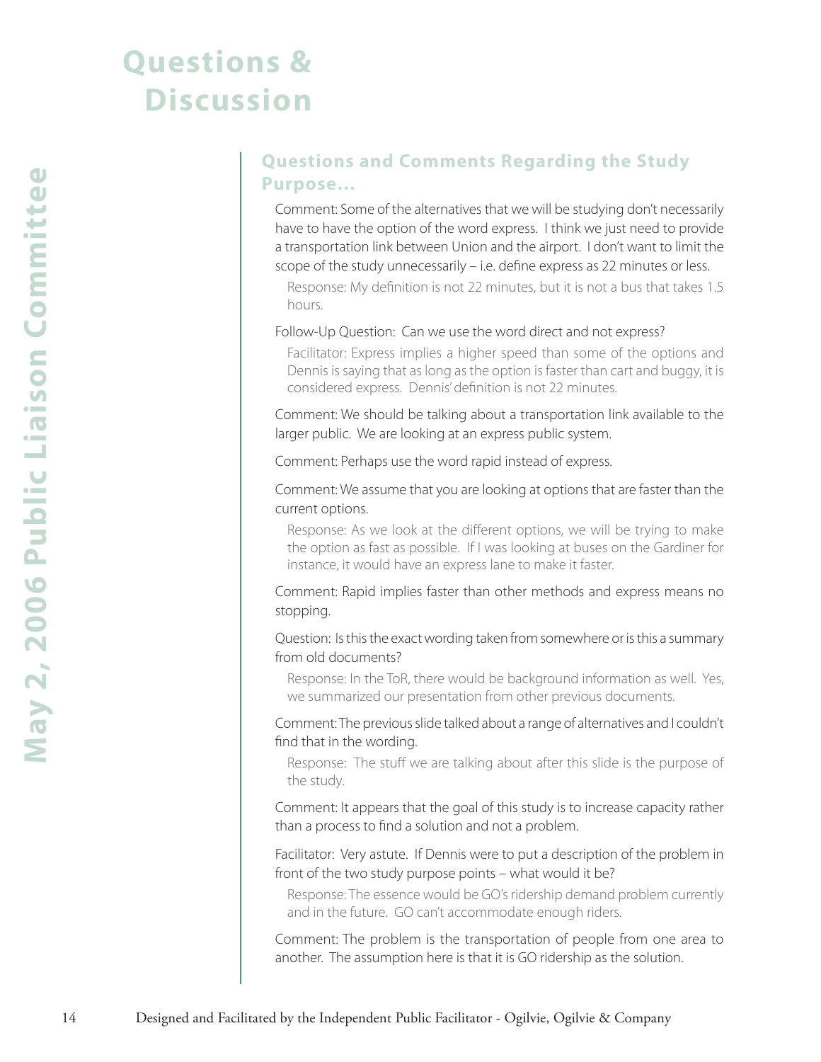# Questions & Discussion

## Questions and Comments Regarding the Study Purpose...

Comment: Some of the alternatives that we will be studying don't necessarily have to have the option of the word express. I think we just need to provide a transportation link between Union and the airport. I don't want to limit the scope of the study unnecessarily – i.e. define express as 22 minutes or less.

> Response: My definition is not 22 minutes, but it is not a bus that takes 1.5 hours.

Follow-Up Question: Can we use the word direct and not express?

> Facilitator: Express implies a higher speed than some of the options and Dennis is saying that as long as the option is faster than cart and buggy, it is considered express. Dennis' definition is not 22 minutes.

Comment: We should be talking about a transportation link available to the larger public. We are looking at an express public system.

Comment: Perhaps use the word rapid instead of express.

Comment: We assume that you are looking at options that are faster than the current options.

> Response: As we look at the different options, we will be trying to make the option as fast as possible. If I was looking at buses on the Gardiner for instance, it would have an express lane to make it faster.

Comment: Rapid implies faster than other methods and express means no stopping.

Question: Is this the exact wording taken from somewhere or is this a summary from old documents?

> Response: In the ToR, there would be background information as well. Yes, we summarized our presentation from other previous documents.

Comment: The previous slide talked about a range of alternatives and I couldn't find that in the wording.

> Response: The stuff we are talking about after this slide is the purpose of the study.

Comment: It appears that the goal of this study is to increase capacity rather than a process to find a solution and not a problem.

Facilitator: Very astute. If Dennis were to put a description of the problem in front of the two study purpose points – what would it be?

> Response: The essence would be GO's ridership demand problem currently and in the future. GO can't accommodate enough riders.

Comment: The problem is the transportation of people from one area to another. The assumption here is that it is GO ridership as the solution.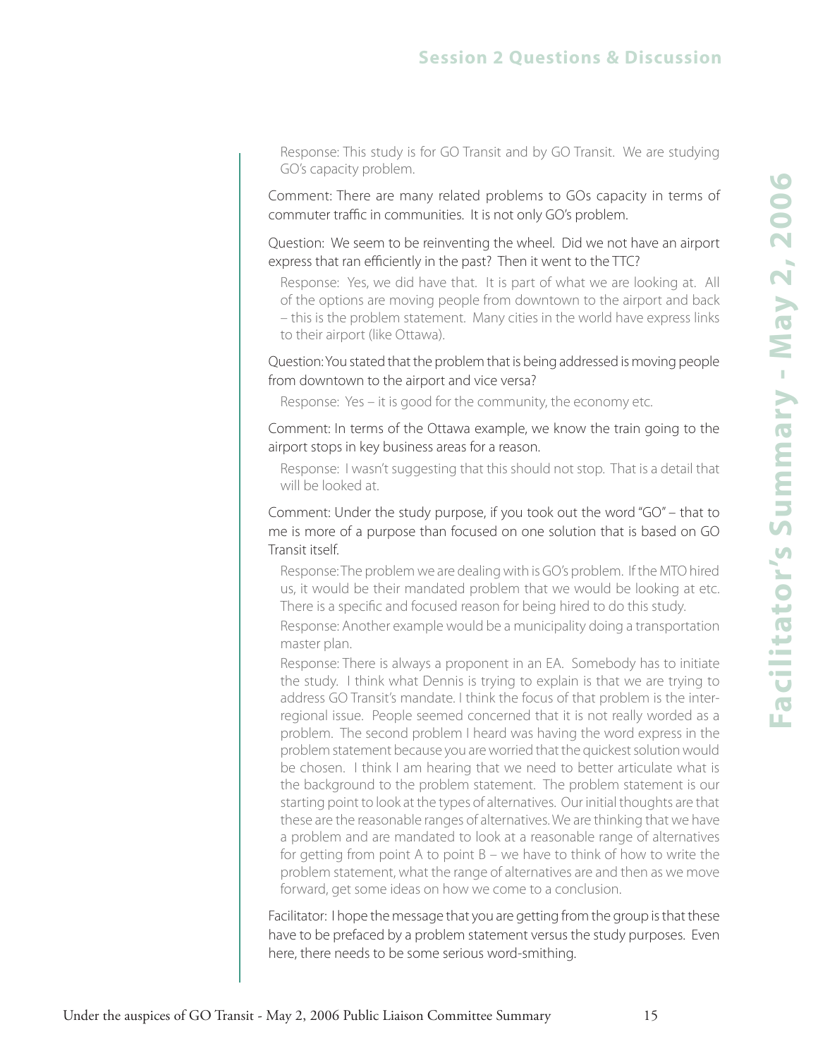Response: This study is for GO Transit and by GO Transit. We are studying GO's capacity problem.

Comment: There are many related problems to GOs capacity in terms of commuter traffic in communities. It is not only GO's problem.

Question: We seem to be reinventing the wheel. Did we not have an airport express that ran efficiently in the past? Then it went to the TTC?

Response: Yes, we did have that. It is part of what we are looking at. All of the options are moving people from downtown to the airport and back – this is the problem statement. Many cities in the world have express links to their airport (like Ottawa).

Question: You stated that the problem that is being addressed is moving people from downtown to the airport and vice versa?

Response: Yes – it is good for the community, the economy etc.

Comment: In terms of the Ottawa example, we know the train going to the airport stops in key business areas for a reason.

Response: I wasn't suggesting that this should not stop. That is a detail that will be looked at.

Comment: Under the study purpose, if you took out the word "GO" – that to me is more of a purpose than focused on one solution that is based on GO Transit itself.

Response: The problem we are dealing with is GO's problem. If the MTO hired us, it would be their mandated problem that we would be looking at etc. There is a specific and focused reason for being hired to do this study.

Response: Another example would be a municipality doing a transportation master plan.

Response: There is always a proponent in an EA. Somebody has to initiate the study. I think what Dennis is trying to explain is that we are trying to address GO Transit's mandate. I think the focus of that problem is the inter-regional issue. People seemed concerned that it is not really worded as a problem. The second problem I heard was having the word express in the problem statement because you are worried that the quickest solution would be chosen. I think I am hearing that we need to better articulate what is the background to the problem statement. The problem statement is our starting point to look at the types of alternatives. Our initial thoughts are that these are the reasonable ranges of alternatives. We are thinking that we have a problem and are mandated to look at a reasonable range of alternatives for getting from point A to point B – we have to think of how to write the problem statement, what the range of alternatives are and then as we move forward, get some ideas on how we come to a conclusion.

Facilitator: I hope the message that you are getting from the group is that these have to be prefaced by a problem statement versus the study purposes. Even here, there needs to be some serious word-smithing.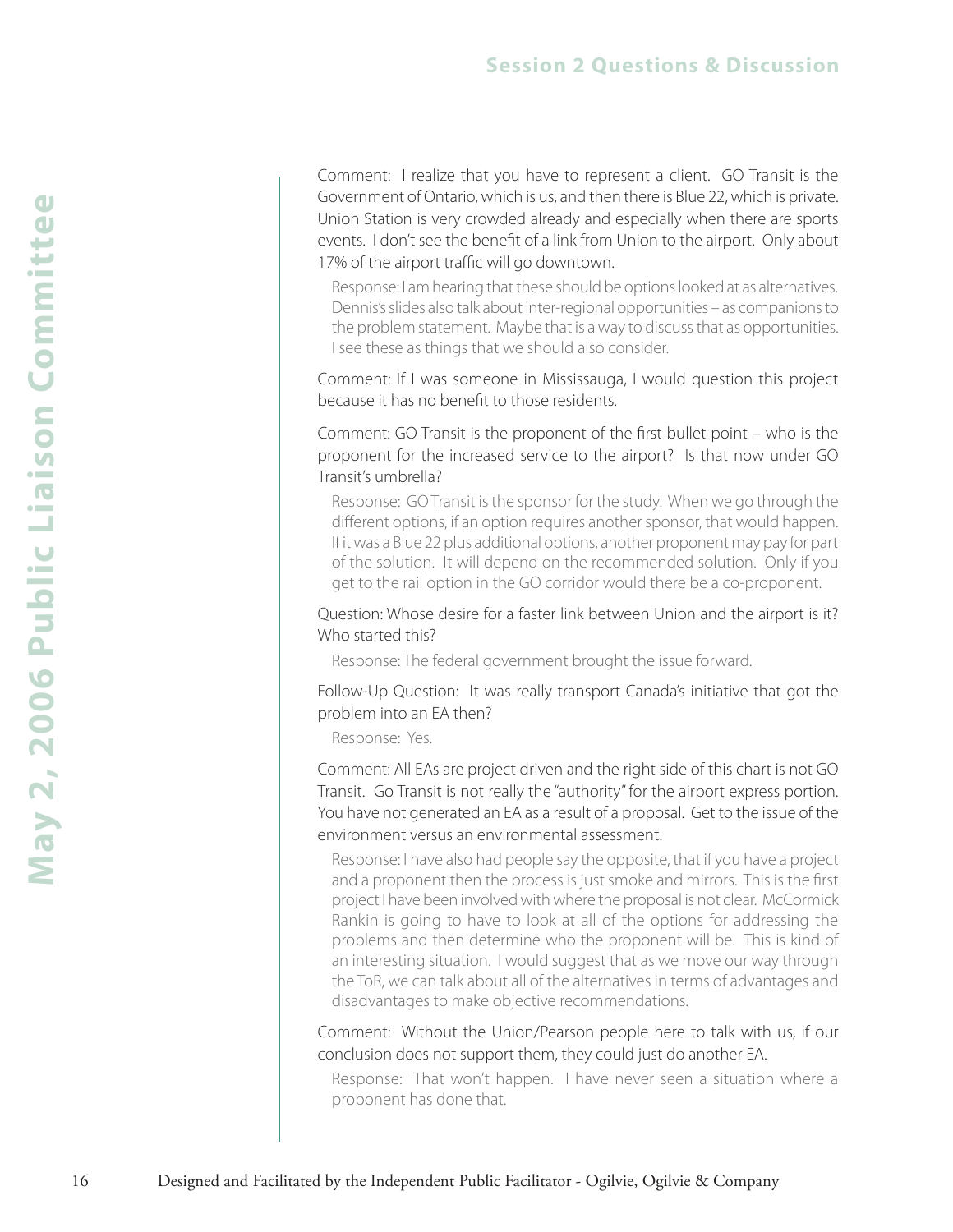## Session 2 Questions & Discussion

Comment: I realize that you have to represent a client. GO Transit is the Government of Ontario, which is us, and then there is Blue 22, which is private. Union Station is very crowded already and especially when there are sports events. I don't see the benefit of a link from Union to the airport. Only about 17% of the airport traffic will go downtown.

> Response: I am hearing that these should be options looked at as alternatives. Dennis's slides also talk about inter-regional opportunities – as companions to the problem statement. Maybe that is a way to discuss that as opportunities. I see these as things that we should also consider.

Comment: If I was someone in Mississauga, I would question this project because it has no benefit to those residents.

Comment: GO Transit is the proponent of the first bullet point – who is the proponent for the increased service to the airport? Is that now under GO Transit's umbrella?

> Response: GO Transit is the sponsor for the study. When we go through the different options, if an option requires another sponsor, that would happen. If it was a Blue 22 plus additional options, another proponent may pay for part of the solution. It will depend on the recommended solution. Only if you get to the rail option in the GO corridor would there be a co-proponent.

Question: Whose desire for a faster link between Union and the airport is it? Who started this?

> Response: The federal government brought the issue forward.

Follow-Up Question: It was really transport Canada's initiative that got the problem into an EA then?

> Response: Yes.

Comment: All EAs are project driven and the right side of this chart is not GO Transit. Go Transit is not really the "authority" for the airport express portion. You have not generated an EA as a result of a proposal. Get to the issue of the environment versus an environmental assessment.

> Response: I have also had people say the opposite, that if you have a project and a proponent then the process is just smoke and mirrors. This is the first project I have been involved with where the proposal is not clear. McCormick Rankin is going to have to look at all of the options for addressing the problems and then determine who the proponent will be. This is kind of an interesting situation. I would suggest that as we move our way through the ToR, we can talk about all of the alternatives in terms of advantages and disadvantages to make objective recommendations.

Comment: Without the Union/Pearson people here to talk with us, if our conclusion does not support them, they could just do another EA.

> Response: That won't happen. I have never seen a situation where a proponent has done that.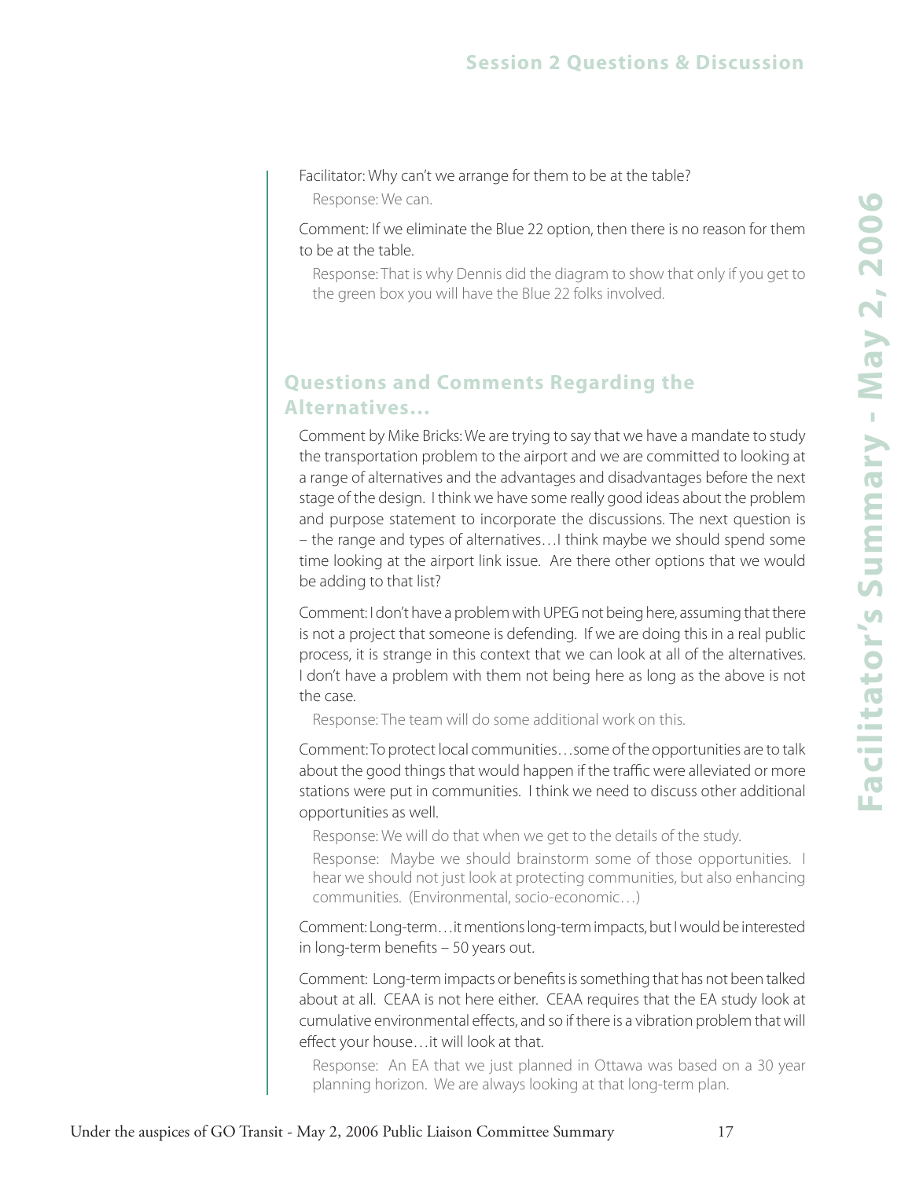Facilitator: Why can't we arrange for them to be at the table?

Response: We can.

Comment: If we eliminate the Blue 22 option, then there is no reason for them to be at the table.

Response: That is why Dennis did the diagram to show that only if you get to the green box you will have the Blue 22 folks involved.

## Questions and Comments Regarding the Alternatives…

Comment by Mike Bricks: We are trying to say that we have a mandate to study the transportation problem to the airport and we are committed to looking at a range of alternatives and the advantages and disadvantages before the next stage of the design. I think we have some really good ideas about the problem and purpose statement to incorporate the discussions. The next question is – the range and types of alternatives…I think maybe we should spend some time looking at the airport link issue. Are there other options that we would be adding to that list?

Comment: I don't have a problem with UPEG not being here, assuming that there is not a project that someone is defending. If we are doing this in a real public process, it is strange in this context that we can look at all of the alternatives. I don't have a problem with them not being here as long as the above is not the case.

Response: The team will do some additional work on this.

Comment: To protect local communities…some of the opportunities are to talk about the good things that would happen if the traffic were alleviated or more stations were put in communities. I think we need to discuss other additional opportunities as well.

Response: We will do that when we get to the details of the study.

Response: Maybe we should brainstorm some of those opportunities. I hear we should not just look at protecting communities, but also enhancing communities. (Environmental, socio-economic…)

Comment: Long-term…it mentions long-term impacts, but I would be interested in long-term benefits – 50 years out.

Comment: Long-term impacts or benefits is something that has not been talked about at all. CEAA is not here either. CEAA requires that the EA study look at cumulative environmental effects, and so if there is a vibration problem that will effect your house…it will look at that.

Response: An EA that we just planned in Ottawa was based on a 30 year planning horizon. We are always looking at that long-term plan.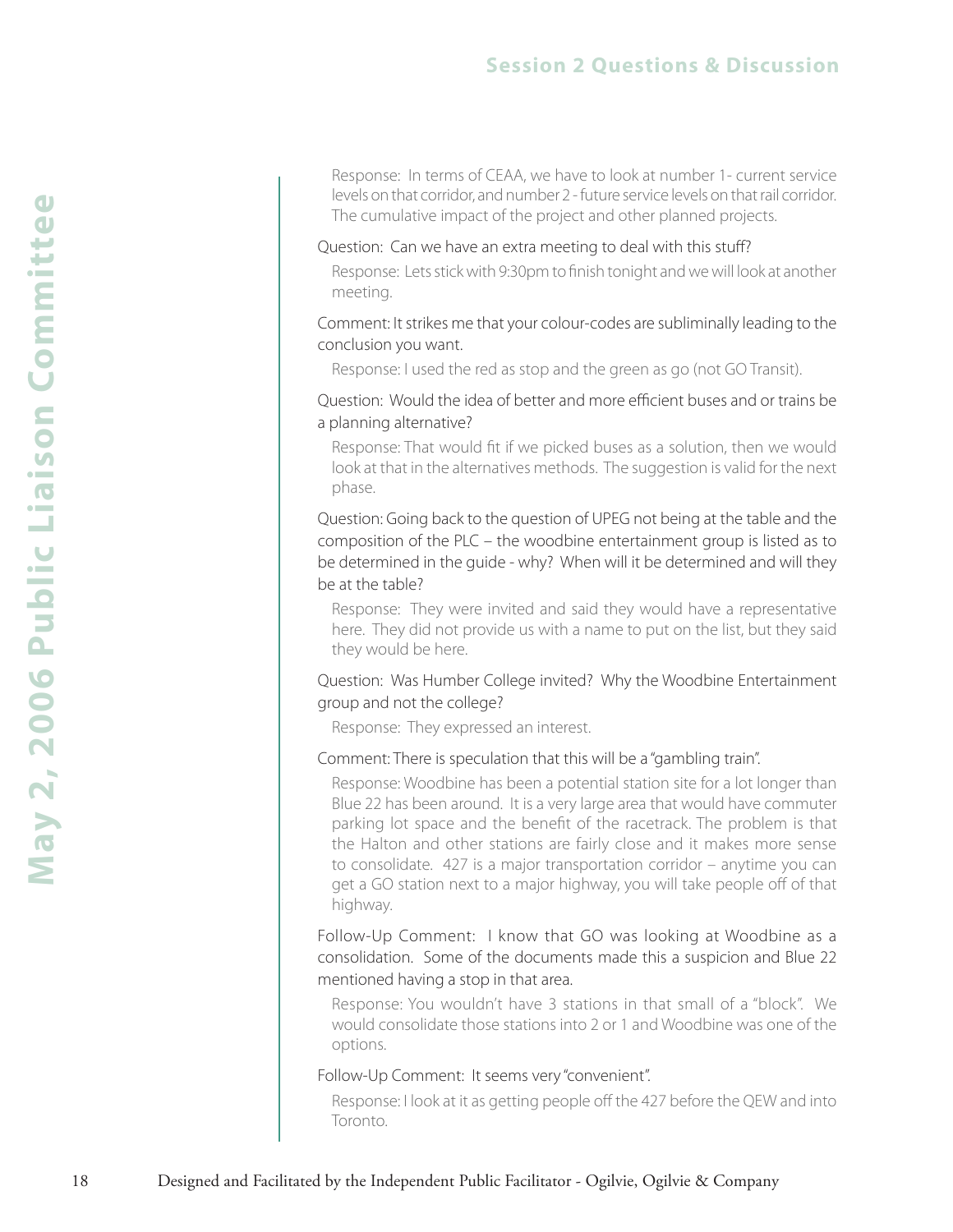Response: In terms of CEAA, we have to look at number 1- current service levels on that corridor, and number 2 - future service levels on that rail corridor. The cumulative impact of the project and other planned projects.

Question: Can we have an extra meeting to deal with this stuff?

Response: Lets stick with 9:30pm to finish tonight and we will look at another meeting.

Comment: It strikes me that your colour-codes are subliminally leading to the conclusion you want.

Response: I used the red as stop and the green as go (not GO Transit).

Question: Would the idea of better and more efficient buses and or trains be a planning alternative?

Response: That would fit if we picked buses as a solution, then we would look at that in the alternatives methods. The suggestion is valid for the next phase.

Question: Going back to the question of UPEG not being at the table and the composition of the PLC – the woodbine entertainment group is listed as to be determined in the guide - why? When will it be determined and will they be at the table?

Response: They were invited and said they would have a representative here. They did not provide us with a name to put on the list, but they said they would be here.

Question: Was Humber College invited? Why the Woodbine Entertainment group and not the college?

Response: They expressed an interest.

Comment: There is speculation that this will be a "gambling train".

Response: Woodbine has been a potential station site for a lot longer than Blue 22 has been around. It is a very large area that would have commuter parking lot space and the benefit of the racetrack. The problem is that the Halton and other stations are fairly close and it makes more sense to consolidate. 427 is a major transportation corridor – anytime you can get a GO station next to a major highway, you will take people off of that highway.

Follow-Up Comment: I know that GO was looking at Woodbine as a consolidation. Some of the documents made this a suspicion and Blue 22 mentioned having a stop in that area.

Response: You wouldn't have 3 stations in that small of a "block". We would consolidate those stations into 2 or 1 and Woodbine was one of the options.

Follow-Up Comment: It seems very "convenient".

Response: I look at it as getting people off the 427 before the QEW and into Toronto.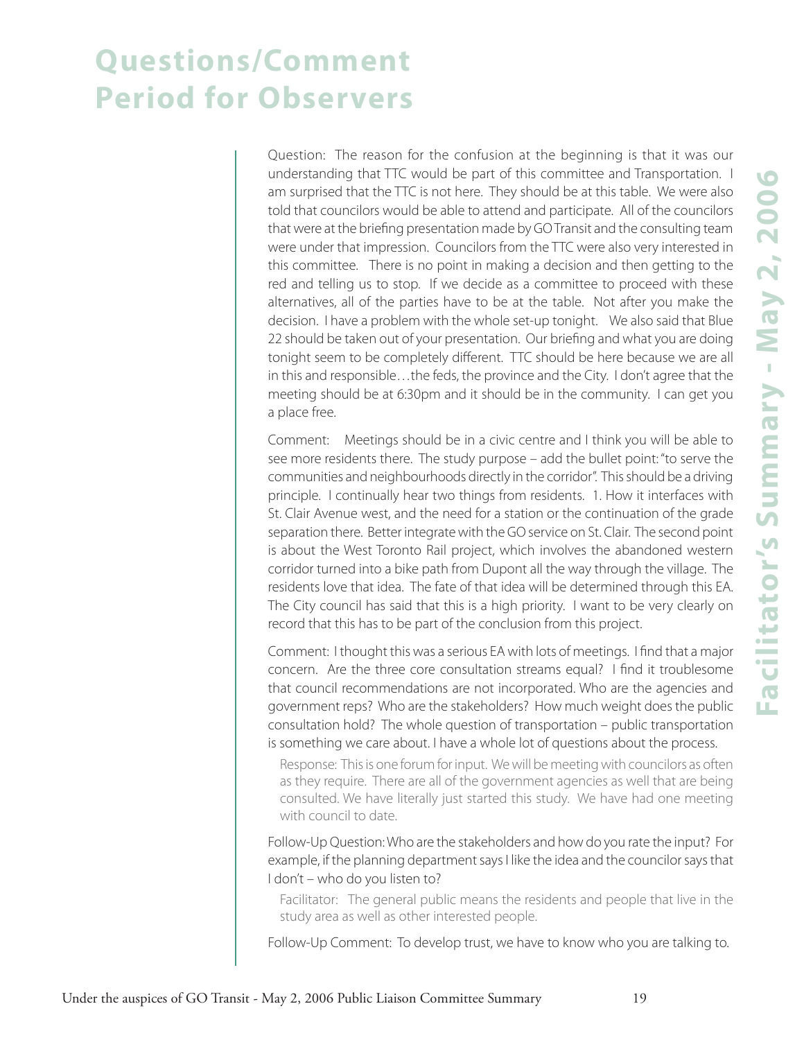# Questions/Comment Period for Observers

Question: The reason for the confusion at the beginning is that it was our understanding that TTC would be part of this committee and Transportation. I am surprised that the TTC is not here. They should be at this table. We were also told that councilors would be able to attend and participate. All of the councilors that were at the briefing presentation made by GO Transit and the consulting team were under that impression. Councilors from the TTC were also very interested in this committee. There is no point in making a decision and then getting to the red and telling us to stop. If we decide as a committee to proceed with these alternatives, all of the parties have to be at the table. Not after you make the decision. I have a problem with the whole set-up tonight. We also said that Blue 22 should be taken out of your presentation. Our briefing and what you are doing tonight seem to be completely different. TTC should be here because we are all in this and responsible…the feds, the province and the City. I don't agree that the meeting should be at 6:30pm and it should be in the community. I can get you a place free.

Comment: Meetings should be in a civic centre and I think you will be able to see more residents there. The study purpose – add the bullet point: "to serve the communities and neighbourhoods directly in the corridor". This should be a driving principle. I continually hear two things from residents. 1. How it interfaces with St. Clair Avenue west, and the need for a station or the continuation of the grade separation there. Better integrate with the GO service on St. Clair. The second point is about the West Toronto Rail project, which involves the abandoned western corridor turned into a bike path from Dupont all the way through the village. The residents love that idea. The fate of that idea will be determined through this EA. The City council has said that this is a high priority. I want to be very clearly on record that this has to be part of the conclusion from this project.

Comment: I thought this was a serious EA with lots of meetings. I find that a major concern. Are the three core consultation streams equal? I find it troublesome that council recommendations are not incorporated. Who are the agencies and government reps? Who are the stakeholders? How much weight does the public consultation hold? The whole question of transportation – public transportation is something we care about. I have a whole lot of questions about the process.

> Response: This is one forum for input. We will be meeting with councilors as often as they require. There are all of the government agencies as well that are being consulted. We have literally just started this study. We have had one meeting with council to date.

Follow-Up Question: Who are the stakeholders and how do you rate the input? For example, if the planning department says I like the idea and the councilor says that I don't – who do you listen to?

> Facilitator: The general public means the residents and people that live in the study area as well as other interested people.

Follow-Up Comment: To develop trust, we have to know who you are talking to.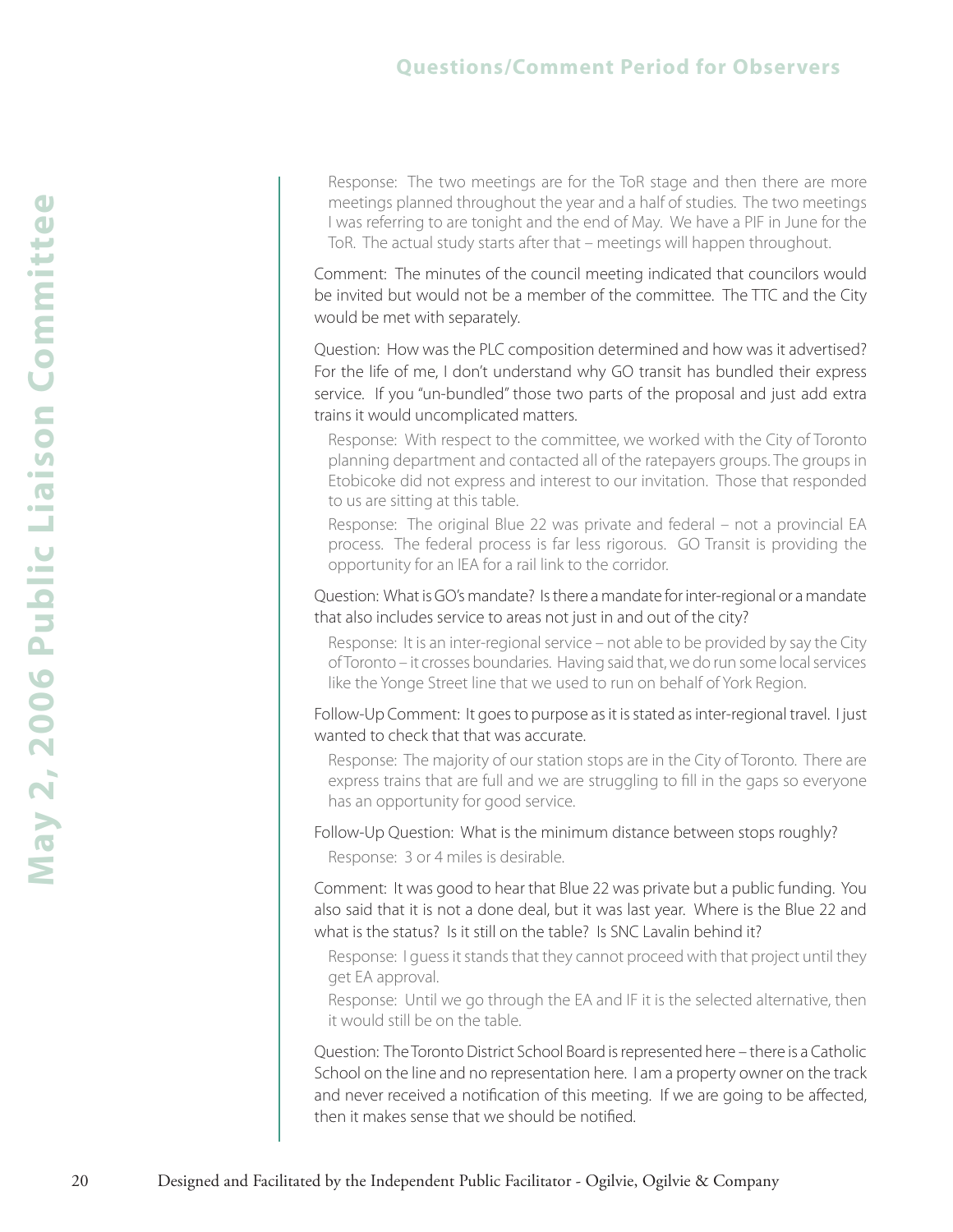Response: The two meetings are for the ToR stage and then there are more meetings planned throughout the year and a half of studies. The two meetings I was referring to are tonight and the end of May. We have a PIF in June for the ToR. The actual study starts after that – meetings will happen throughout.

Comment: The minutes of the council meeting indicated that councilors would be invited but would not be a member of the committee. The TTC and the City would be met with separately.

Question: How was the PLC composition determined and how was it advertised? For the life of me, I don't understand why GO transit has bundled their express service. If you "un-bundled" those two parts of the proposal and just add extra trains it would uncomplicated matters.

Response: With respect to the committee, we worked with the City of Toronto planning department and contacted all of the ratepayers groups. The groups in Etobicoke did not express and interest to our invitation. Those that responded to us are sitting at this table.

Response: The original Blue 22 was private and federal – not a provincial EA process. The federal process is far less rigorous. GO Transit is providing the opportunity for an IEA for a rail link to the corridor.

Question: What is GO's mandate? Is there a mandate for inter-regional or a mandate that also includes service to areas not just in and out of the city?

Response: It is an inter-regional service – not able to be provided by say the City of Toronto – it crosses boundaries. Having said that, we do run some local services like the Yonge Street line that we used to run on behalf of York Region.

Follow-Up Comment: It goes to purpose as it is stated as inter-regional travel. I just wanted to check that that was accurate.

Response: The majority of our station stops are in the City of Toronto. There are express trains that are full and we are struggling to fill in the gaps so everyone has an opportunity for good service.

Follow-Up Question: What is the minimum distance between stops roughly?

Response: 3 or 4 miles is desirable.

Comment: It was good to hear that Blue 22 was private but a public funding. You also said that it is not a done deal, but it was last year. Where is the Blue 22 and what is the status? Is it still on the table? Is SNC Lavalin behind it?

Response: I guess it stands that they cannot proceed with that project until they get EA approval.

Response: Until we go through the EA and IF it is the selected alternative, then it would still be on the table.

Question: The Toronto District School Board is represented here – there is a Catholic School on the line and no representation here. I am a property owner on the track and never received a notification of this meeting. If we are going to be affected, then it makes sense that we should be notified.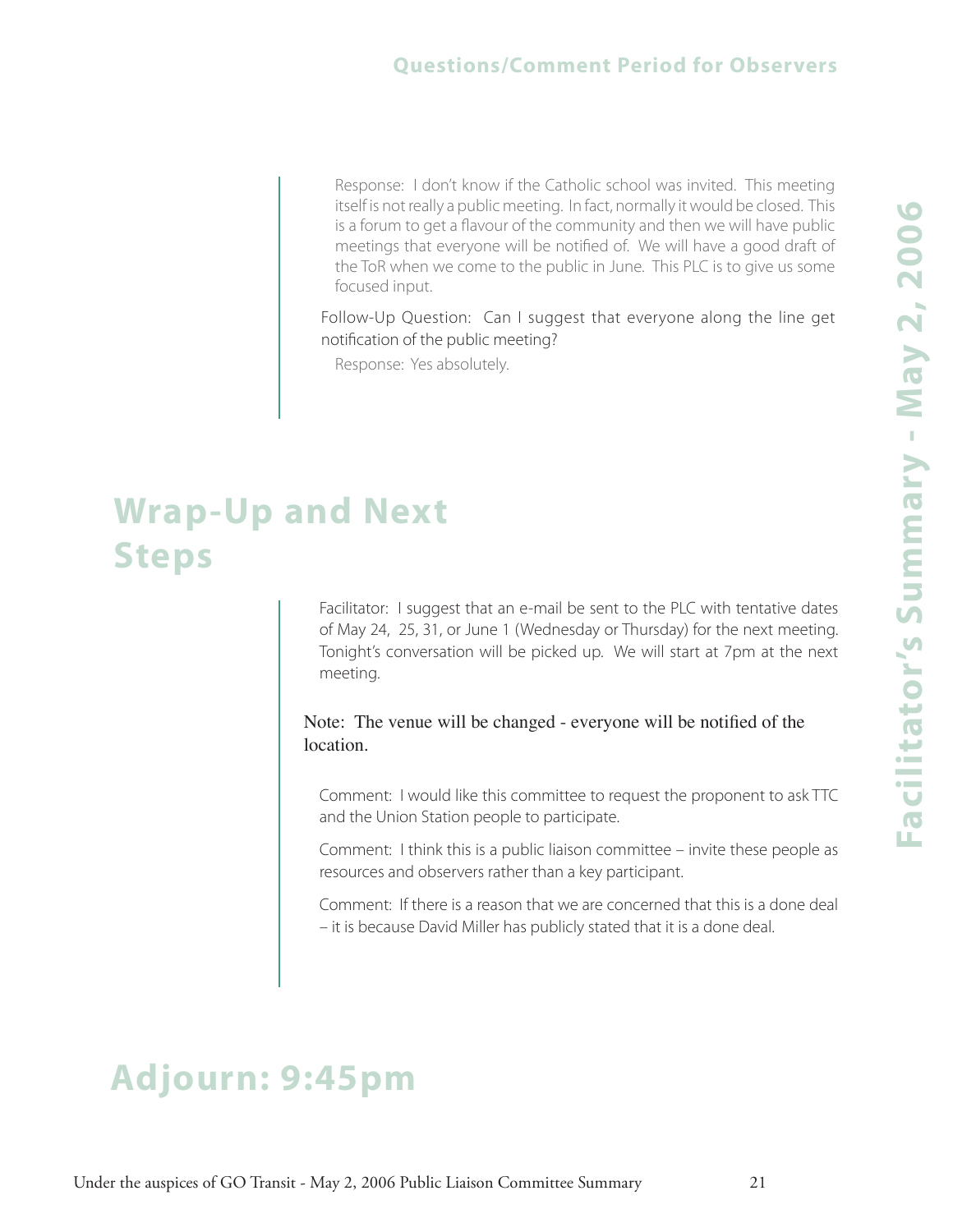Response: I don't know if the Catholic school was invited. This meeting itself is not really a public meeting. In fact, normally it would be closed. This is a forum to get a flavour of the community and then we will have public meetings that everyone will be notified of. We will have a good draft of the ToR when we come to the public in June. This PLC is to give us some focused input.

Follow-Up Question: Can I suggest that everyone along the line get notification of the public meeting?

Response: Yes absolutely.

# Wrap-Up and Next Steps

Facilitator: I suggest that an e-mail be sent to the PLC with tentative dates of May 24, 25, 31, or June 1 (Wednesday or Thursday) for the next meeting. Tonight's conversation will be picked up. We will start at 7pm at the next meeting.

Note: The venue will be changed - everyone will be notified of the location.

Comment: I would like this committee to request the proponent to ask TTC and the Union Station people to participate.

Comment: I think this is a public liaison committee – invite these people as resources and observers rather than a key participant.

Comment: If there is a reason that we are concerned that this is a done deal – it is because David Miller has publicly stated that it is a done deal.

# Adjourn: 9:45pm